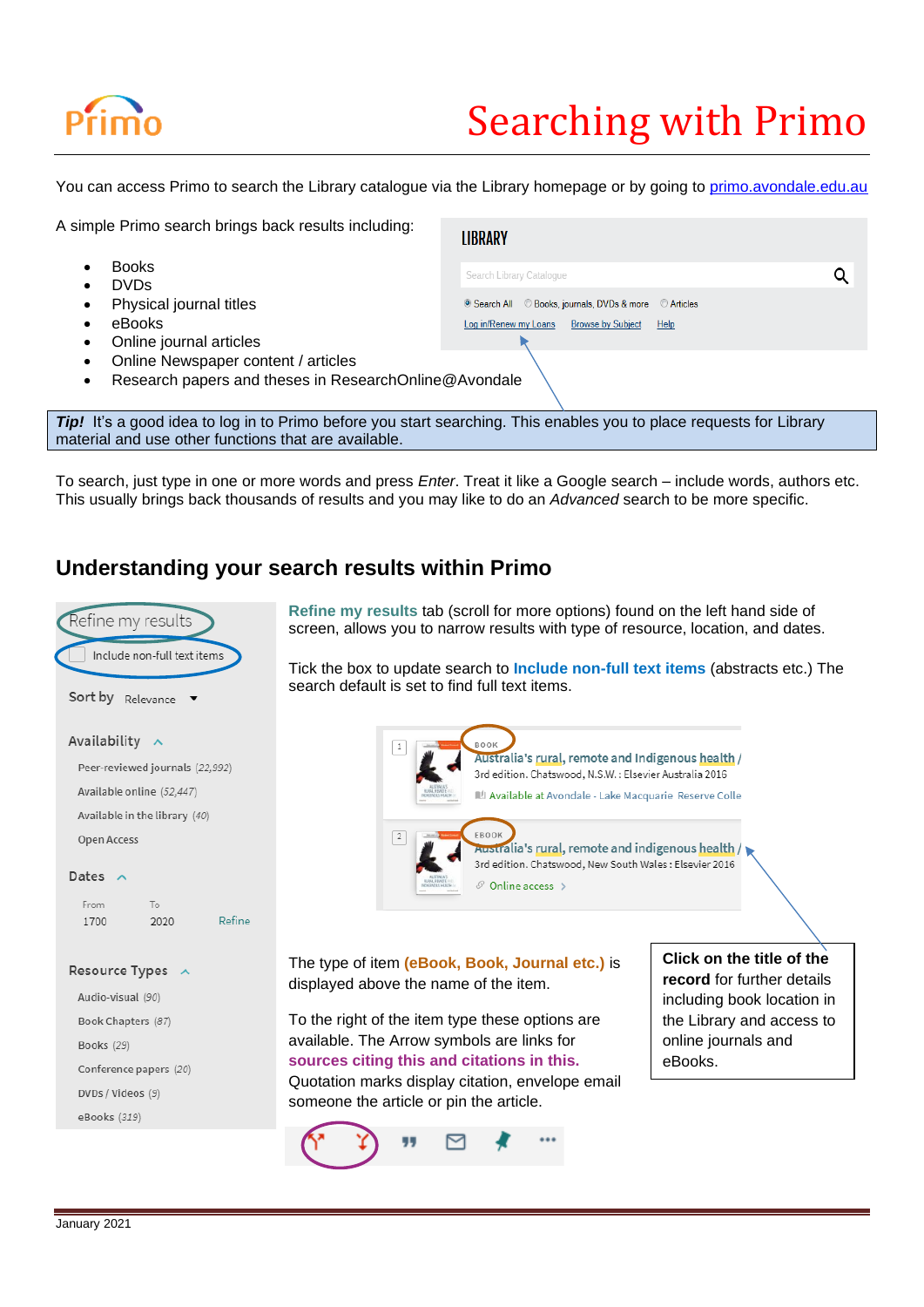# Searching with Primo

You can access Primo to search the Library catalogue via the Library homepage or by going to primo.avondale.edu.au

A simple Primo search brings back results including:

- Books
- DVDs
- Physical journal titles
- eBooks
- Online journal articles
- Online Newspaper content / articles
- Research papers and theses in ResearchOnline@Avondale

***Tip!*** It's a good idea to log in to Primo before you start searching. This enables you to place requests for Library material and use other functions that are available.

To search, just type in one or more words and press *Enter*. Treat it like a Google search – include words, authors etc. This usually brings back thousands of results and you may like to do an *Advanced* search to be more specific.

## Understanding your search results within Primo

**Refine my results** tab (scroll for more options) found on the left hand side of screen, allows you to narrow results with type of resource, location, and dates.

Tick the box to update search to **Include non-full text items** (abstracts etc.) The search default is set to find full text items.

The type of item **(eBook, Book, Journal etc.)** is displayed above the name of the item.

To the right of the item type these options are available. The Arrow symbols are links for **sources citing this and citations in this.** Quotation marks display citation, envelope email someone the article or pin the article.

**Click on the title of the record** for further details including book location in the Library and access to online journals and eBooks.

January 2021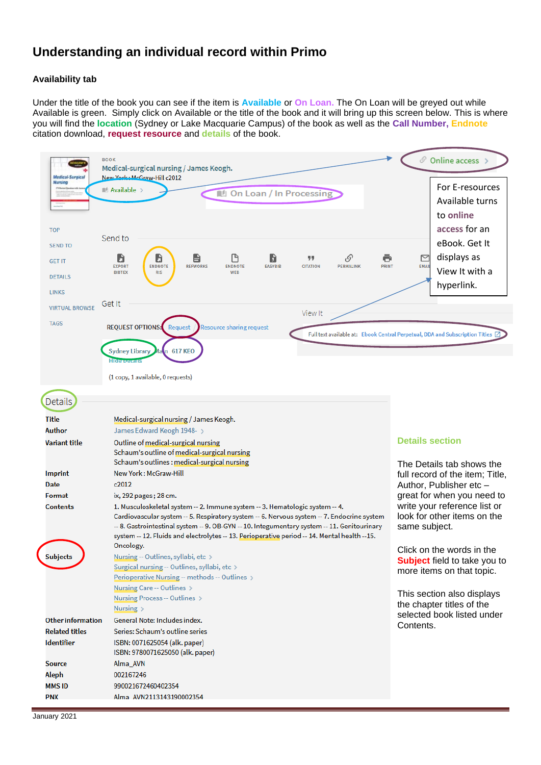## Understanding an individual record within Primo

### Availability tab

Under the title of the book you can see if the item is **Available** or **On Loan.** The On Loan will be greyed out while Available is green. Simply click on Available or the title of the book and it will bring up this screen below. This is where you will find the **location** (Sydney or Lake Macquarie Campus) of the book as well as the **Call Number, Endnote** citation download, **request resource** and **details** of the book.

BOOK

Medical-surgical nursing / James Keogh.

New York: McGraw-Hill c2012

Available

On Loan / In Processing

Online access

For E-resources Available turns to **online access** for an eBook. Get It displays as View It with a hyperlink.

TOP

SEND TO

GET IT

DETAILS

LINKS

VIRTUAL BROWSE

TAGS

Send to

EXPORT BIBTEX | ENDNOTE RIS | REFWORKS | ENDNOTE WEB | EASYBIB | CITATION | PERMALINK | PRINT | EMAIL

Get It

REQUEST OPTIONS: Request Resource sharing request

Sydney Library Main 617 KEO

Hide Details

(1 copy, 1 available, 0 requests)

View It

Full text available at: Ebook Central Perpetual, DDA and Subscription Titles

Details

| | |
|---|---|
| Title | Medical-surgical nursing / James Keogh. |
| Author | James Edward Keogh 1948- |
| Variant title | Outline of medical-surgical nursing<br>Schaum's outline of medical-surgical nursing<br>Schaum's outlines : medical-surgical nursing |
| Imprint | New York : McGraw-Hill |
| Date | c2012 |
| Format | ix, 292 pages ; 28 cm. |
| Contents | 1. Musculoskeletal system -- 2. Immune system -- 3. Hematologic system -- 4. Cardiovascular system -- 5. Respiratory system -- 6. Nervous system -- 7. Endocrine system -- 8. Gastrointestinal system -- 9. OB-GYN -- 10. Integumentary system -- 11. Genitourinary system -- 12. Fluids and electrolytes -- 13. Perioperative period -- 14. Mental health --15. Oncology. |
| Subjects | Nursing -- Outlines, syllabi, etc<br>Surgical nursing -- Outlines, syllabi, etc<br>Perioperative Nursing -- methods -- Outlines<br>Nursing Care -- Outlines<br>Nursing Process -- Outlines<br>Nursing |
| Other information | General Note: Includes index. |
| Related titles | Series: Schaum's outline series |
| Identifier | ISBN: 0071625054 (alk. paper)<br>ISBN: 9780071625050 (alk. paper) |
| Source | Alma_AVN |
| Aleph | 002167246 |
| MMS ID | 990021672460402354 |
| PNX | Alma_AVN2113143190002354 |

### Details section

The Details tab shows the full record of the item; Title, Author, Publisher etc – great for when you need to write your reference list or look for other items on the same subject.

Click on the words in the **Subject** field to take you to more items on that topic.

This section also displays the chapter titles of the selected book listed under Contents.

January 2021